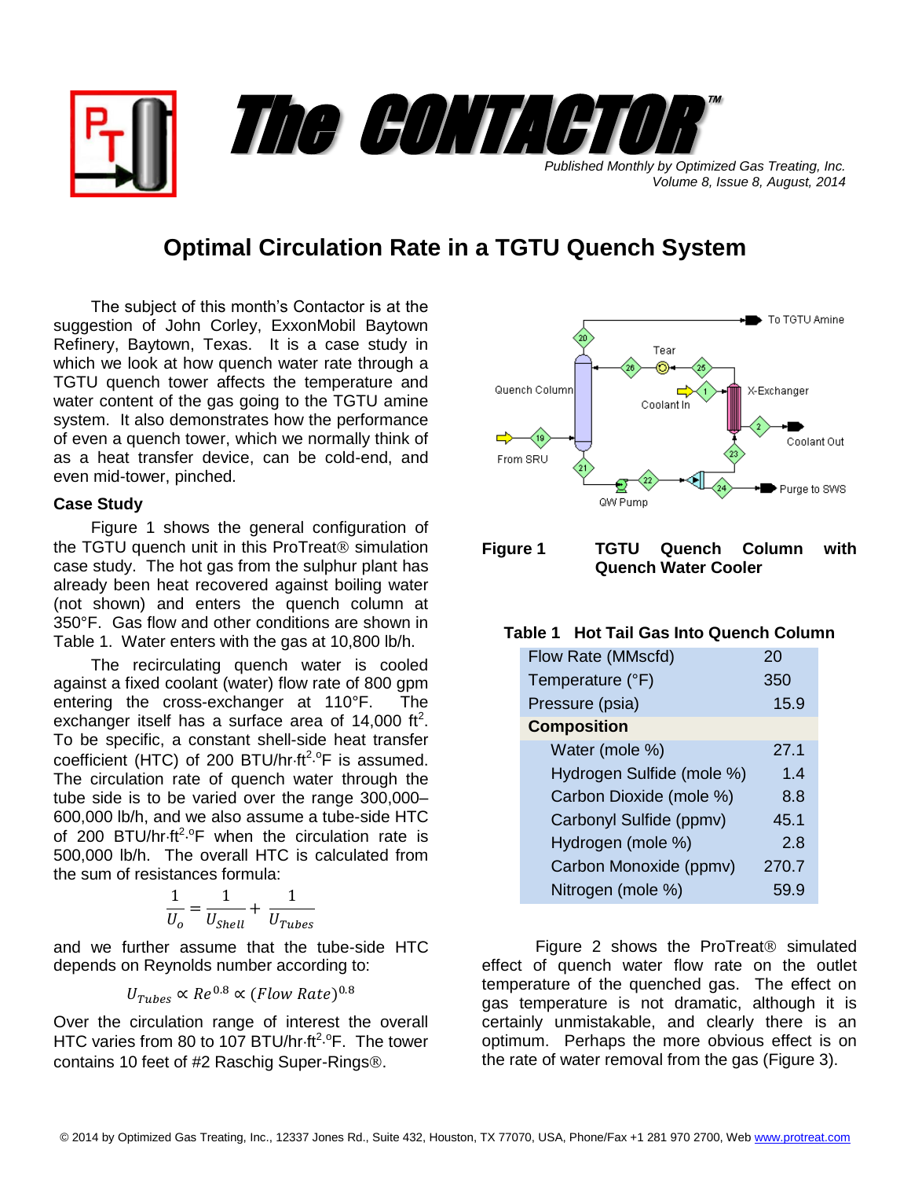# The CONTACTOR™

*Published Monthly by Optimized Gas Treating, Inc.*
*Volume 8, Issue 8, August, 2014*

## Optimal Circulation Rate in a TGTU Quench System

The subject of this month's Contactor is at the suggestion of John Corley, ExxonMobil Baytown Refinery, Baytown, Texas. It is a case study in which we look at how quench water rate through a TGTU quench tower affects the temperature and water content of the gas going to the TGTU amine system. It also demonstrates how the performance of even a quench tower, which we normally think of as a heat transfer device, can be cold-end, and even mid-tower, pinched.

### Case Study

Figure 1 shows the general configuration of the TGTU quench unit in this ProTreat® simulation case study. The hot gas from the sulphur plant has already been heat recovered against boiling water (not shown) and enters the quench column at 350°F. Gas flow and other conditions are shown in Table 1. Water enters with the gas at 10,800 lb/h.

The recirculating quench water is cooled against a fixed coolant (water) flow rate of 800 gpm entering the cross-exchanger at 110°F. The exchanger itself has a surface area of 14,000 ft$^2$. To be specific, a constant shell-side heat transfer coefficient (HTC) of 200 BTU/hr·ft$^2$·°F is assumed. The circulation rate of quench water through the tube side is to be varied over the range 300,000–600,000 lb/h, and we also assume a tube-side HTC of 200 BTU/hr·ft$^2$·°F when the circulation rate is 500,000 lb/h. The overall HTC is calculated from the sum of resistances formula:

$$\frac{1}{U_o} = \frac{1}{U_{Shell}} + \frac{1}{U_{Tubes}}$$

and we further assume that the tube-side HTC depends on Reynolds number according to:

$$U_{Tubes} \propto Re^{0.8} \propto (Flow\ Rate)^{0.8}$$

Over the circulation range of interest the overall HTC varies from 80 to 107 BTU/hr·ft$^2$·°F. The tower contains 10 feet of #2 Raschig Super-Rings®.

**Figure 1** TGTU Quench Column with Quench Water Cooler

**Table 1 Hot Tail Gas Into Quench Column**

| | |
|---|---|
| Flow Rate (MMscfd) | 20 |
| Temperature (°F) | 350 |
| Pressure (psia) | 15.9 |
| **Composition** | |
| Water (mole %) | 27.1 |
| Hydrogen Sulfide (mole %) | 1.4 |
| Carbon Dioxide (mole %) | 8.8 |
| Carbonyl Sulfide (ppmv) | 45.1 |
| Hydrogen (mole %) | 2.8 |
| Carbon Monoxide (ppmv) | 270.7 |
| Nitrogen (mole %) | 59.9 |

Figure 2 shows the ProTreat® simulated effect of quench water flow rate on the outlet temperature of the quenched gas. The effect on gas temperature is not dramatic, although it is certainly unmistakable, and clearly there is an optimum. Perhaps the more obvious effect is on the rate of water removal from the gas (Figure 3).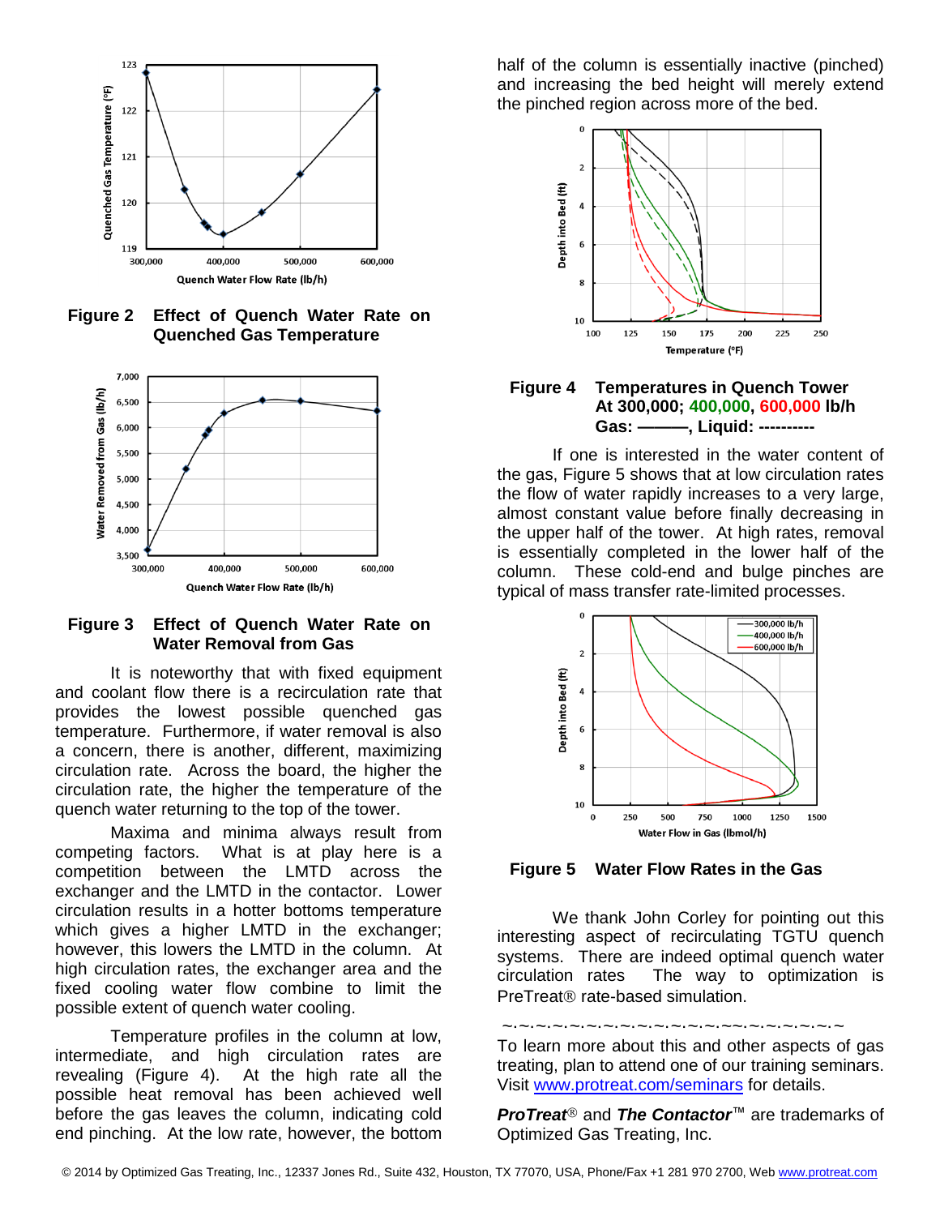123
122
121
120
119
300,000 400,000 500,000 600,000
Quenched Gas Temperature (°F)
Quench Water Flow Rate (lb/h)

**Figure 2 Effect of Quench Water Rate on Quenched Gas Temperature**

7,000
6,500
6,000
5,500
5,000
4,500
4,000
3,500
300,000 400,000 500,000 600,000
Water Removed from Gas (lb/h)
Quench Water Flow Rate (lb/h)

**Figure 3 Effect of Quench Water Rate on Water Removal from Gas**

It is noteworthy that with fixed equipment and coolant flow there is a recirculation rate that provides the lowest possible quenched gas temperature. Furthermore, if water removal is also a concern, there is another, different, maximizing circulation rate. Across the board, the higher the circulation rate, the higher the temperature of the quench water returning to the top of the tower.

Maxima and minima always result from competing factors. What is at play here is a competition between the LMTD across the exchanger and the LMTD in the contactor. Lower circulation results in a hotter bottoms temperature which gives a higher LMTD in the exchanger; however, this lowers the LMTD in the column. At high circulation rates, the exchanger area and the fixed cooling water flow combine to limit the possible extent of quench water cooling.

Temperature profiles in the column at low, intermediate, and high circulation rates are revealing (Figure 4). At the high rate all the possible heat removal has been achieved well before the gas leaves the column, indicating cold end pinching. At the low rate, however, the bottom half of the column is essentially inactive (pinched) and increasing the bed height will merely extend the pinched region across more of the bed.

0
2
4
6
8
10
100 125 150 175 200 225 250
Depth into Bed (ft)
Temperature (°F)

**Figure 4 Temperatures in Quench Tower At 300,000; 400,000, 600,000 lb/h Gas: ———, Liquid: ----------**

If one is interested in the water content of the gas, Figure 5 shows that at low circulation rates the flow of water rapidly increases to a very large, almost constant value before finally decreasing in the upper half of the tower. At high rates, removal is essentially completed in the lower half of the column. These cold-end and bulge pinches are typical of mass transfer rate-limited processes.

0
2
4
6
8
10
0 250 500 750 1000 1250 1500
Depth into Bed (ft)
Water Flow in Gas (lbmol/h)
300,000 lb/h
400,000 lb/h
600,000 lb/h

**Figure 5 Water Flow Rates in the Gas**

We thank John Corley for pointing out this interesting aspect of recirculating TGTU quench systems. There are indeed optimal quench water circulation rates The way to optimization is PreTreat® rate-based simulation.

~.~.~.~.~.~.~.~.~.~.~.~.~.~.~.~.~.~.~.~.~.~.~

To learn more about this and other aspects of gas treating, plan to attend one of our training seminars. Visit www.protreat.com/seminars for details.

***ProTreat***® and ***The Contactor***™ are trademarks of Optimized Gas Treating, Inc.

© 2014 by Optimized Gas Treating, Inc., 12337 Jones Rd., Suite 432, Houston, TX 77070, USA, Phone/Fax +1 281 970 2700, Web www.protreat.com